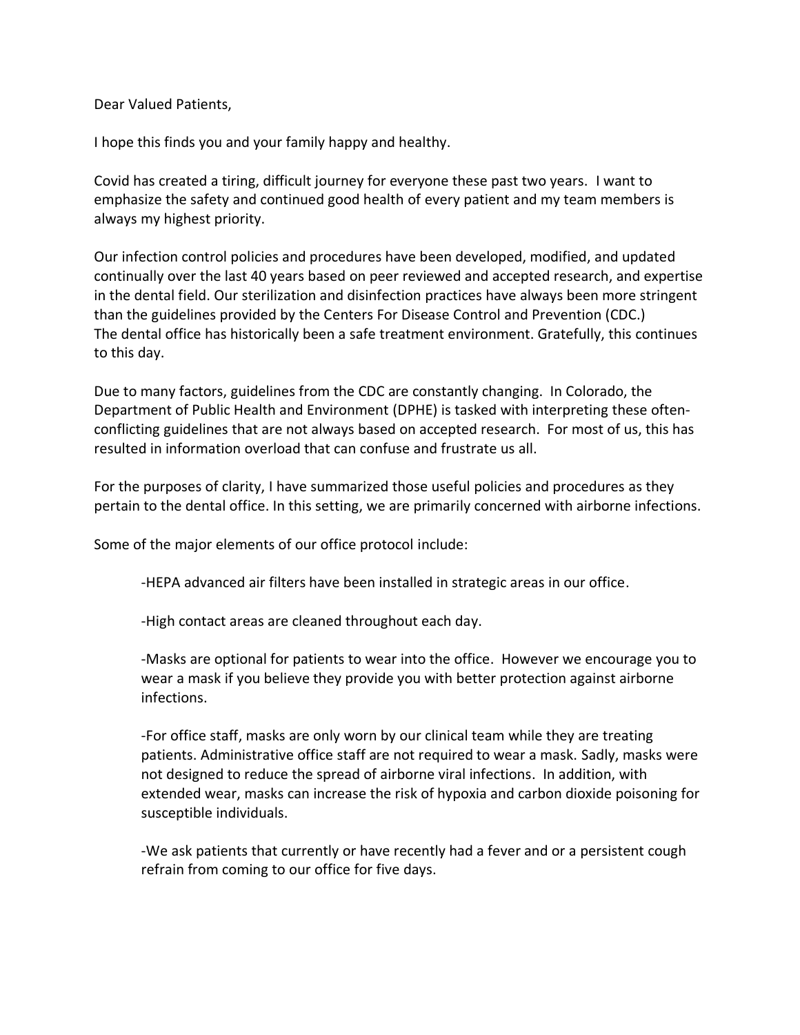Dear Valued Patients,

I hope this finds you and your family happy and healthy.

Covid has created a tiring, difficult journey for everyone these past two years. I want to emphasize the safety and continued good health of every patient and my team members is always my highest priority.

Our infection control policies and procedures have been developed, modified, and updated continually over the last 40 years based on peer reviewed and accepted research, and expertise in the dental field. Our sterilization and disinfection practices have always been more stringent than the guidelines provided by the Centers For Disease Control and Prevention (CDC.) The dental office has historically been a safe treatment environment. Gratefully, this continues to this day.

Due to many factors, guidelines from the CDC are constantly changing. In Colorado, the Department of Public Health and Environment (DPHE) is tasked with interpreting these often-conflicting guidelines that are not always based on accepted research. For most of us, this has resulted in information overload that can confuse and frustrate us all.

For the purposes of clarity, I have summarized those useful policies and procedures as they pertain to the dental office. In this setting, we are primarily concerned with airborne infections.

Some of the major elements of our office protocol include:

-HEPA advanced air filters have been installed in strategic areas in our office.

-High contact areas are cleaned throughout each day.

-Masks are optional for patients to wear into the office. However we encourage you to wear a mask if you believe they provide you with better protection against airborne infections.

-For office staff, masks are only worn by our clinical team while they are treating patients. Administrative office staff are not required to wear a mask. Sadly, masks were not designed to reduce the spread of airborne viral infections. In addition, with extended wear, masks can increase the risk of hypoxia and carbon dioxide poisoning for susceptible individuals.

-We ask patients that currently or have recently had a fever and or a persistent cough refrain from coming to our office for five days.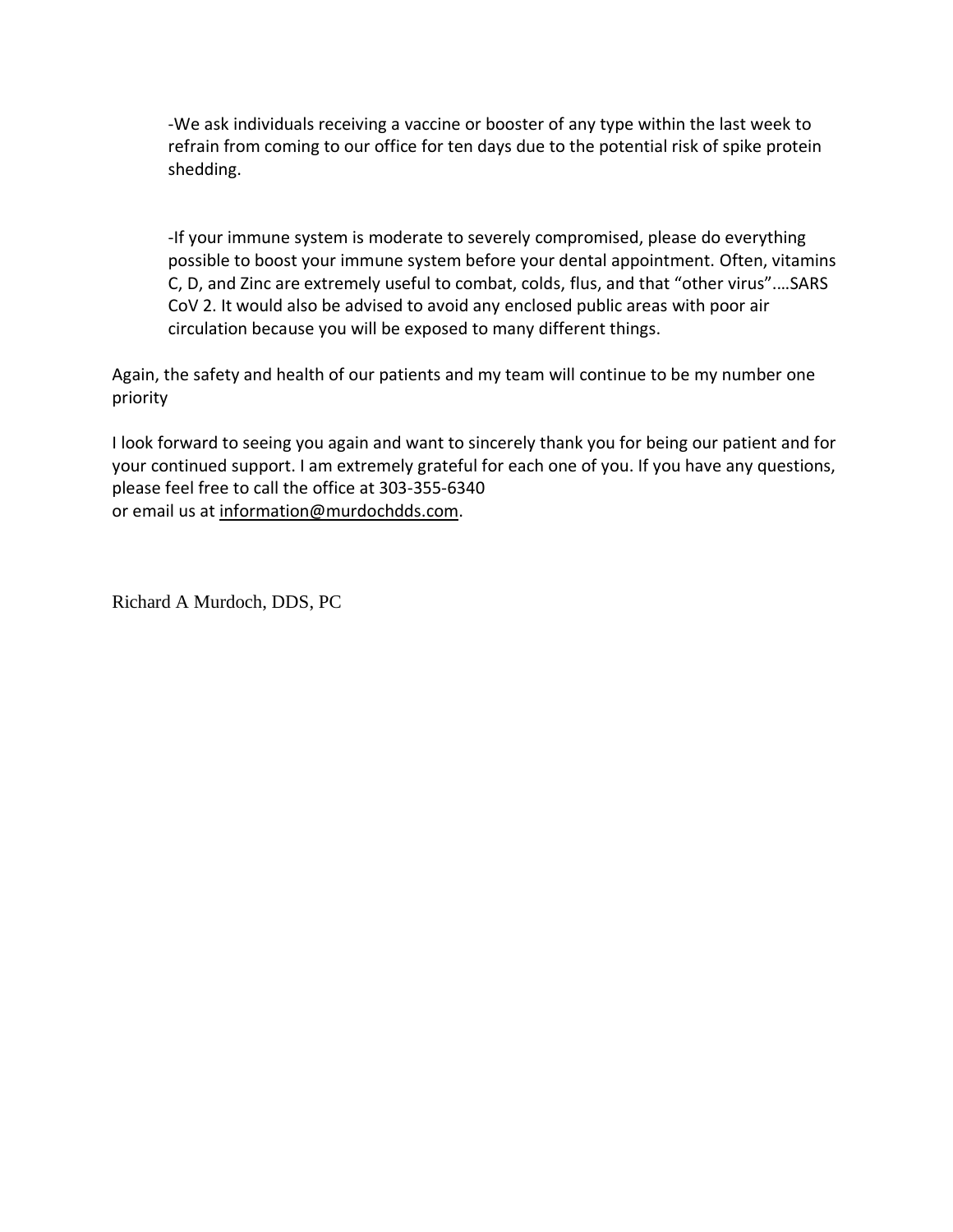-We ask individuals receiving a vaccine or booster of any type within the last week to refrain from coming to our office for ten days due to the potential risk of spike protein shedding.

-If your immune system is moderate to severely compromised, please do everything possible to boost your immune system before your dental appointment. Often, vitamins C, D, and Zinc are extremely useful to combat, colds, flus, and that "other virus"….SARS CoV 2. It would also be advised to avoid any enclosed public areas with poor air circulation because you will be exposed to many different things.

Again, the safety and health of our patients and my team will continue to be my number one priority

I look forward to seeing you again and want to sincerely thank you for being our patient and for your continued support. I am extremely grateful for each one of you. If you have any questions, please feel free to call the office at 303-355-6340
or email us at information@murdochdds.com.

Richard A Murdoch, DDS, PC